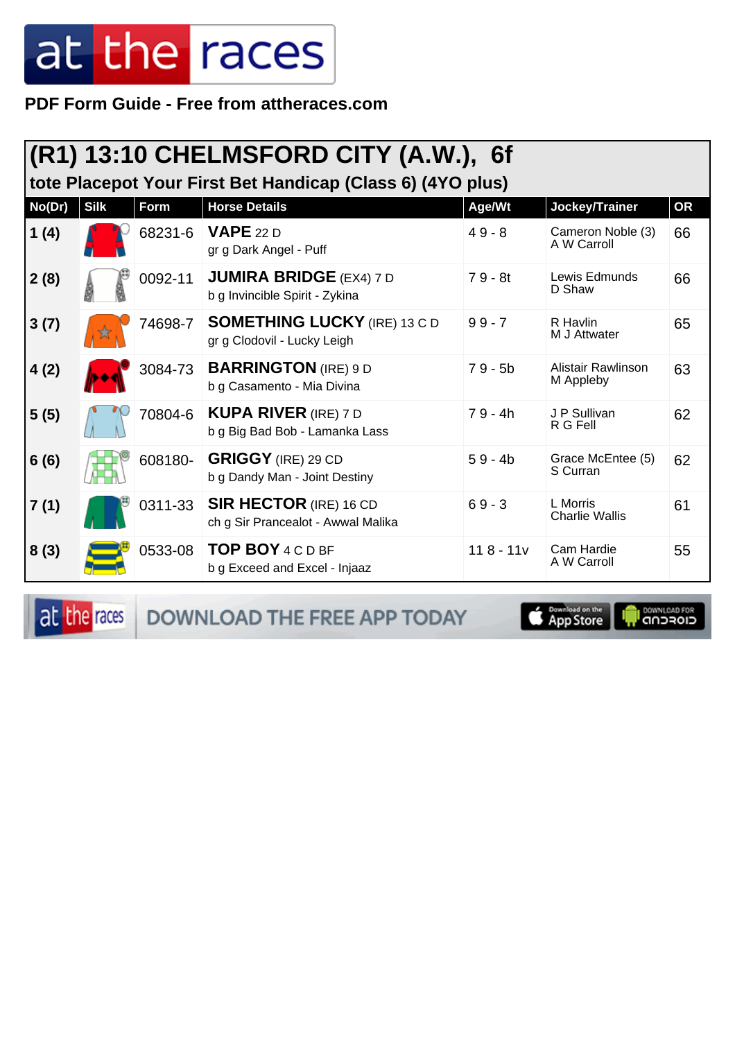PDF Form Guide - Free from attheraces.com

## (R1) 13:10 CHELMSFORD CITY (A.W.), 6f

### tote Placepot Your First Bet Handicap (Class 6) (4YO plus)

| No(Dr) | Silk | Form | Horse Details | Age/Wt | Jockey/Trainer | OR |
|---|---|---|---|---|---|---|
| 1 (4) | | 68231-6 | **VAPE** 22 D<br>gr g Dark Angel - Puff | 4 9 - 8 | Cameron Noble (3)<br>A W Carroll | 66 |
| 2 (8) | | 0092-11 | **JUMIRA BRIDGE** (EX4) 7 D<br>b g Invincible Spirit - Zykina | 7 9 - 8t | Lewis Edmunds<br>D Shaw | 66 |
| 3 (7) | | 74698-7 | **SOMETHING LUCKY** (IRE) 13 C D<br>gr g Clodovil - Lucky Leigh | 9 9 - 7 | R Havlin<br>M J Attwater | 65 |
| 4 (2) | | 3084-73 | **BARRINGTON** (IRE) 9 D<br>b g Casamento - Mia Divina | 7 9 - 5b | Alistair Rawlinson<br>M Appleby | 63 |
| 5 (5) | | 70804-6 | **KUPA RIVER** (IRE) 7 D<br>b g Big Bad Bob - Lamanka Lass | 7 9 - 4h | J P Sullivan<br>R G Fell | 62 |
| 6 (6) | | 608180- | **GRIGGY** (IRE) 29 CD<br>b g Dandy Man - Joint Destiny | 5 9 - 4b | Grace McEntee (5)<br>S Curran | 62 |
| 7 (1) | | 0311-33 | **SIR HECTOR** (IRE) 16 CD<br>ch g Sir Prancealot - Awwal Malika | 6 9 - 3 | L Morris<br>Charlie Wallis | 61 |
| 8 (3) | | 0533-08 | **TOP BOY** 4 C D BF<br>b g Exceed and Excel - Injaaz | 11 8 - 11v | Cam Hardie<br>A W Carroll | 55 |

DOWNLOAD THE FREE APP TODAY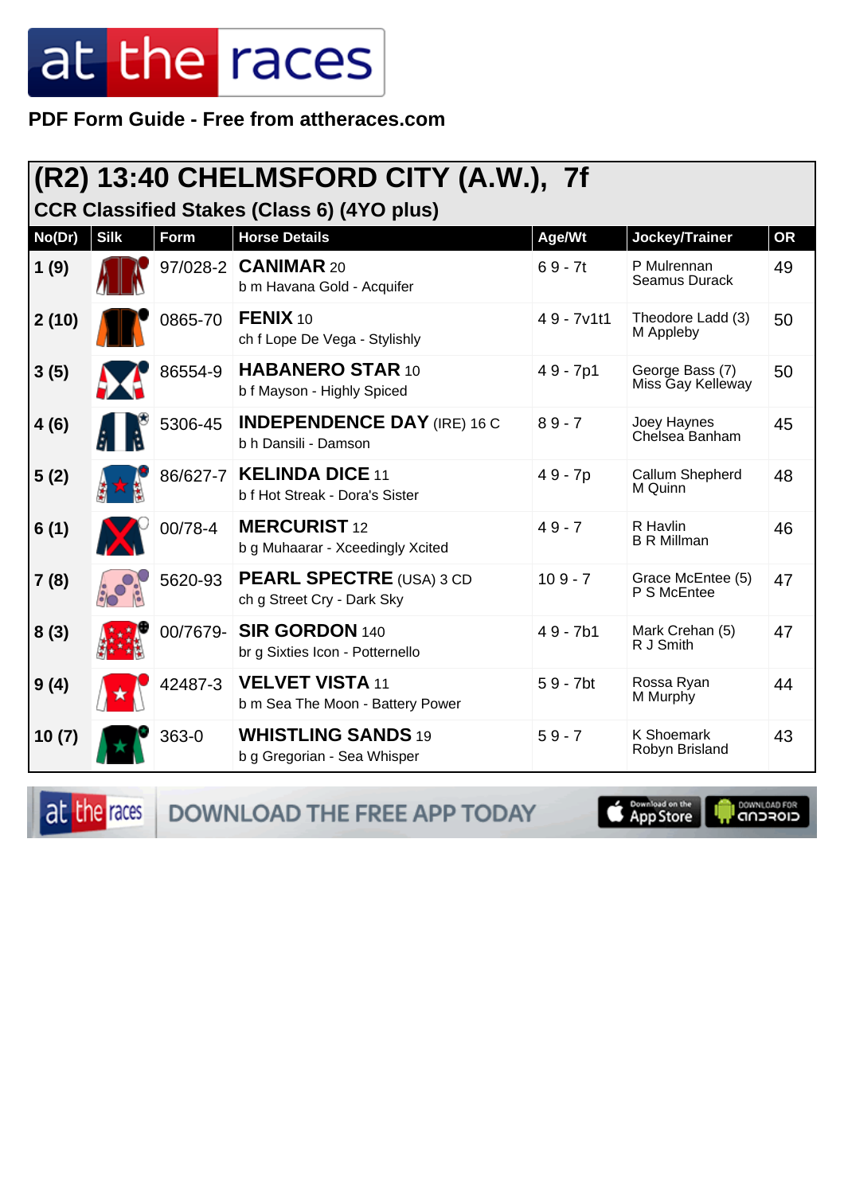# at the races

**PDF Form Guide - Free from attheraces.com**

## (R2) 13:40 CHELMSFORD CITY (A.W.), 7f

### CCR Classified Stakes (Class 6) (4YO plus)

| No(Dr) | Silk | Form | Horse Details | Age/Wt | Jockey/Trainer | OR |
|---|---|---|---|---|---|---|
| 1 (9) | | 97/028-2 | **CANIMAR** 20<br>b m Havana Gold - Acquifer | 6 9 - 7t | P Mulrennan<br>Seamus Durack | 49 |
| 2 (10) | | 0865-70 | **FENIX** 10<br>ch f Lope De Vega - Stylishly | 4 9 - 7v1t1 | Theodore Ladd (3)<br>M Appleby | 50 |
| 3 (5) | | 86554-9 | **HABANERO STAR** 10<br>b f Mayson - Highly Spiced | 4 9 - 7p1 | George Bass (7)<br>Miss Gay Kelleway | 50 |
| 4 (6) | | 5306-45 | **INDEPENDENCE DAY** (IRE) 16 C<br>b h Dansili - Damson | 8 9 - 7 | Joey Haynes<br>Chelsea Banham | 45 |
| 5 (2) | | 86/627-7 | **KELINDA DICE** 11<br>b f Hot Streak - Dora's Sister | 4 9 - 7p | Callum Shepherd<br>M Quinn | 48 |
| 6 (1) | | 00/78-4 | **MERCURIST** 12<br>b g Muhaarar - Xceedingly Xcited | 4 9 - 7 | R Havlin<br>B R Millman | 46 |
| 7 (8) | | 5620-93 | **PEARL SPECTRE** (USA) 3 CD<br>ch g Street Cry - Dark Sky | 10 9 - 7 | Grace McEntee (5)<br>P S McEntee | 47 |
| 8 (3) | | 00/7679- | **SIR GORDON** 140<br>br g Sixties Icon - Potternello | 4 9 - 7b1 | Mark Crehan (5)<br>R J Smith | 47 |
| 9 (4) | | 42487-3 | **VELVET VISTA** 11<br>b m Sea The Moon - Battery Power | 5 9 - 7bt | Rossa Ryan<br>M Murphy | 44 |
| 10 (7) | | 363-0 | **WHISTLING SANDS** 19<br>b g Gregorian - Sea Whisper | 5 9 - 7 | K Shoemark<br>Robyn Brisland | 43 |

DOWNLOAD THE FREE APP TODAY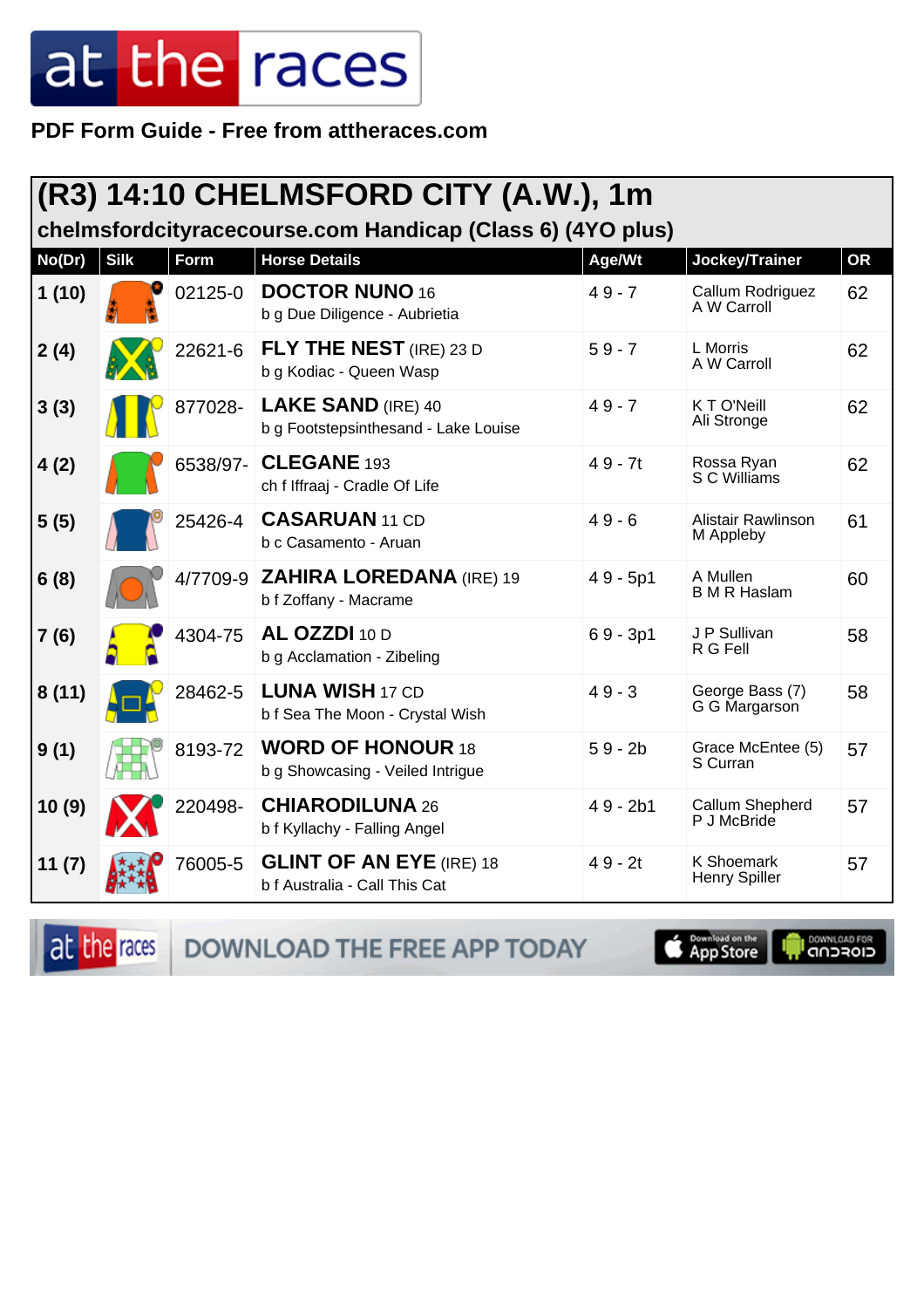**PDF Form Guide - Free from attheraces.com**

## (R3) 14:10 CHELMSFORD CITY (A.W.), 1m

### chelmsfordcityracecourse.com Handicap (Class 6) (4YO plus)

| No(Dr) | Silk | Form | Horse Details | Age/Wt | Jockey/Trainer | OR |
|---|---|---|---|---|---|---|
| 1 (10) | | 02125-0 | **DOCTOR NUNO** 16<br>b g Due Diligence - Aubrietia | 4 9 - 7 | Callum Rodriguez<br>A W Carroll | 62 |
| 2 (4) | | 22621-6 | **FLY THE NEST** (IRE) 23 D<br>b g Kodiac - Queen Wasp | 5 9 - 7 | L Morris<br>A W Carroll | 62 |
| 3 (3) | | 877028- | **LAKE SAND** (IRE) 40<br>b g Footstepsinthesand - Lake Louise | 4 9 - 7 | K T O'Neill<br>Ali Stronge | 62 |
| 4 (2) | | 6538/97- | **CLEGANE** 193<br>ch f Iffraaj - Cradle Of Life | 4 9 - 7t | Rossa Ryan<br>S C Williams | 62 |
| 5 (5) | | 25426-4 | **CASARUAN** 11 CD<br>b c Casamento - Aruan | 4 9 - 6 | Alistair Rawlinson<br>M Appleby | 61 |
| 6 (8) | | 4/7709-9 | **ZAHIRA LOREDANA** (IRE) 19<br>b f Zoffany - Macrame | 4 9 - 5p1 | A Mullen<br>B M R Haslam | 60 |
| 7 (6) | | 4304-75 | **AL OZZDI** 10 D<br>b g Acclamation - Zibeling | 6 9 - 3p1 | J P Sullivan<br>R G Fell | 58 |
| 8 (11) | | 28462-5 | **LUNA WISH** 17 CD<br>b f Sea The Moon - Crystal Wish | 4 9 - 3 | George Bass (7)<br>G G Margarson | 58 |
| 9 (1) | | 8193-72 | **WORD OF HONOUR** 18<br>b g Showcasing - Veiled Intrigue | 5 9 - 2b | Grace McEntee (5)<br>S Curran | 57 |
| 10 (9) | | 220498- | **CHIARODILUNA** 26<br>b f Kyllachy - Falling Angel | 4 9 - 2b1 | Callum Shepherd<br>P J McBride | 57 |
| 11 (7) | | 76005-5 | **GLINT OF AN EYE** (IRE) 18<br>b f Australia - Call This Cat | 4 9 - 2t | K Shoemark<br>Henry Spiller | 57 |

DOWNLOAD THE FREE APP TODAY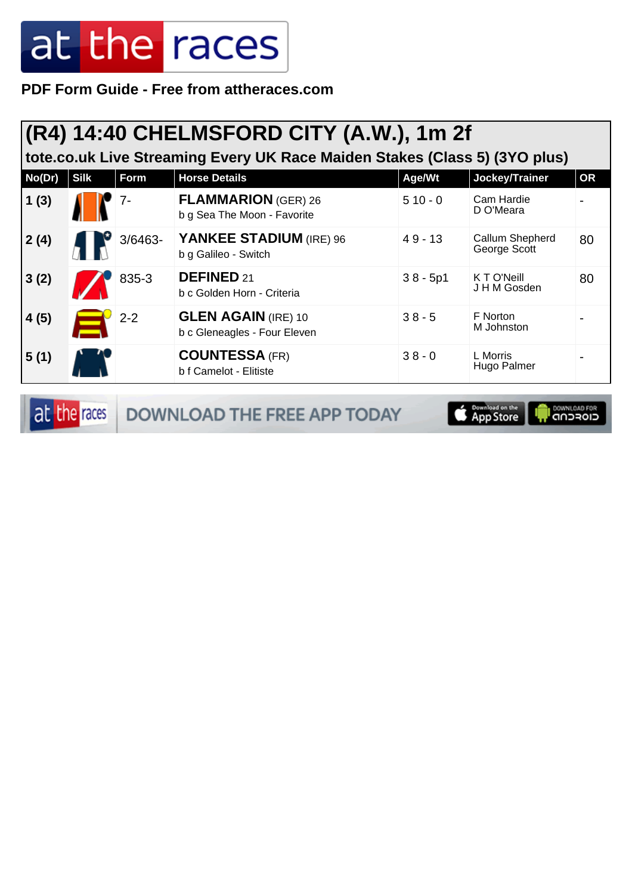PDF Form Guide - Free from attheraces.com

## (R4) 14:40 CHELMSFORD CITY (A.W.), 1m 2f

### tote.co.uk Live Streaming Every UK Race Maiden Stakes (Class 5) (3YO plus)

| No(Dr) | Silk | Form | Horse Details | Age/Wt | Jockey/Trainer | OR |
|---|---|---|---|---|---|---|
| 1 (3) | | 7- | **FLAMMARION** (GER) 26<br>b g Sea The Moon - Favorite | 5 10 - 0 | Cam Hardie<br>D O'Meara | - |
| 2 (4) | | 3/6463- | **YANKEE STADIUM** (IRE) 96<br>b g Galileo - Switch | 4 9 - 13 | Callum Shepherd<br>George Scott | 80 |
| 3 (2) | | 835-3 | **DEFINED** 21<br>b c Golden Horn - Criteria | 3 8 - 5p1 | K T O'Neill<br>J H M Gosden | 80 |
| 4 (5) | | 2-2 | **GLEN AGAIN** (IRE) 10<br>b c Gleneagles - Four Eleven | 3 8 - 5 | F Norton<br>M Johnston | - |
| 5 (1) | | | **COUNTESSA** (FR)<br>b f Camelot - Elitiste | 3 8 - 0 | L Morris<br>Hugo Palmer | - |

DOWNLOAD THE FREE APP TODAY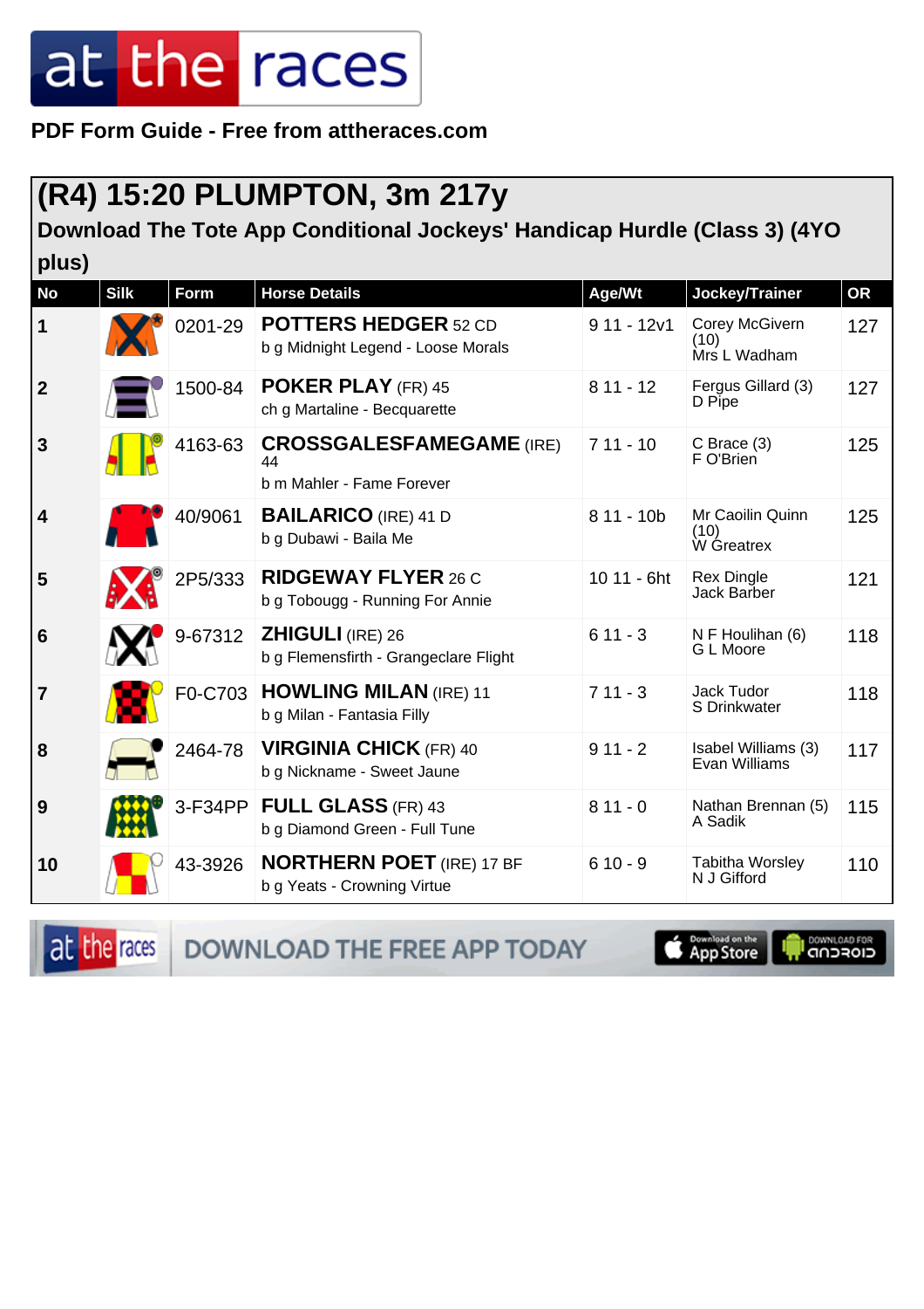PDF Form Guide - Free from attheraces.com

## (R4) 15:20 PLUMPTON, 3m 217y

### Download The Tote App Conditional Jockeys' Handicap Hurdle (Class 3) (4YO plus)

| No | Silk | Form | Horse Details | Age/Wt | Jockey/Trainer | OR |
|---|---|---|---|---|---|---|
| 1 | | 0201-29 | **POTTERS HEDGER** 52 CD<br>b g Midnight Legend - Loose Morals | 9 11 - 12v1 | Corey McGivern (10)<br>Mrs L Wadham | 127 |
| 2 | | 1500-84 | **POKER PLAY** (FR) 45<br>ch g Martaline - Becquarette | 8 11 - 12 | Fergus Gillard (3)<br>D Pipe | 127 |
| 3 | | 4163-63 | **CROSSGALESFAMEGAME** (IRE) 44<br>b m Mahler - Fame Forever | 7 11 - 10 | C Brace (3)<br>F O'Brien | 125 |
| 4 | | 40/9061 | **BAILARICO** (IRE) 41 D<br>b g Dubawi - Baila Me | 8 11 - 10b | Mr Caoilin Quinn (10)<br>W Greatrex | 125 |
| 5 | | 2P5/333 | **RIDGEWAY FLYER** 26 C<br>b g Tobougg - Running For Annie | 10 11 - 6ht | Rex Dingle<br>Jack Barber | 121 |
| 6 | | 9-67312 | **ZHIGULI** (IRE) 26<br>b g Flemensfirth - Grangeclare Flight | 6 11 - 3 | N F Houlihan (6)<br>G L Moore | 118 |
| 7 | | F0-C703 | **HOWLING MILAN** (IRE) 11<br>b g Milan - Fantasia Filly | 7 11 - 3 | Jack Tudor<br>S Drinkwater | 118 |
| 8 | | 2464-78 | **VIRGINIA CHICK** (FR) 40<br>b g Nickname - Sweet Jaune | 9 11 - 2 | Isabel Williams (3)<br>Evan Williams | 117 |
| 9 | | 3-F34PP | **FULL GLASS** (FR) 43<br>b g Diamond Green - Full Tune | 8 11 - 0 | Nathan Brennan (5)<br>A Sadik | 115 |
| 10 | | 43-3926 | **NORTHERN POET** (IRE) 17 BF<br>b g Yeats - Crowning Virtue | 6 10 - 9 | Tabitha Worsley<br>N J Gifford | 110 |

DOWNLOAD THE FREE APP TODAY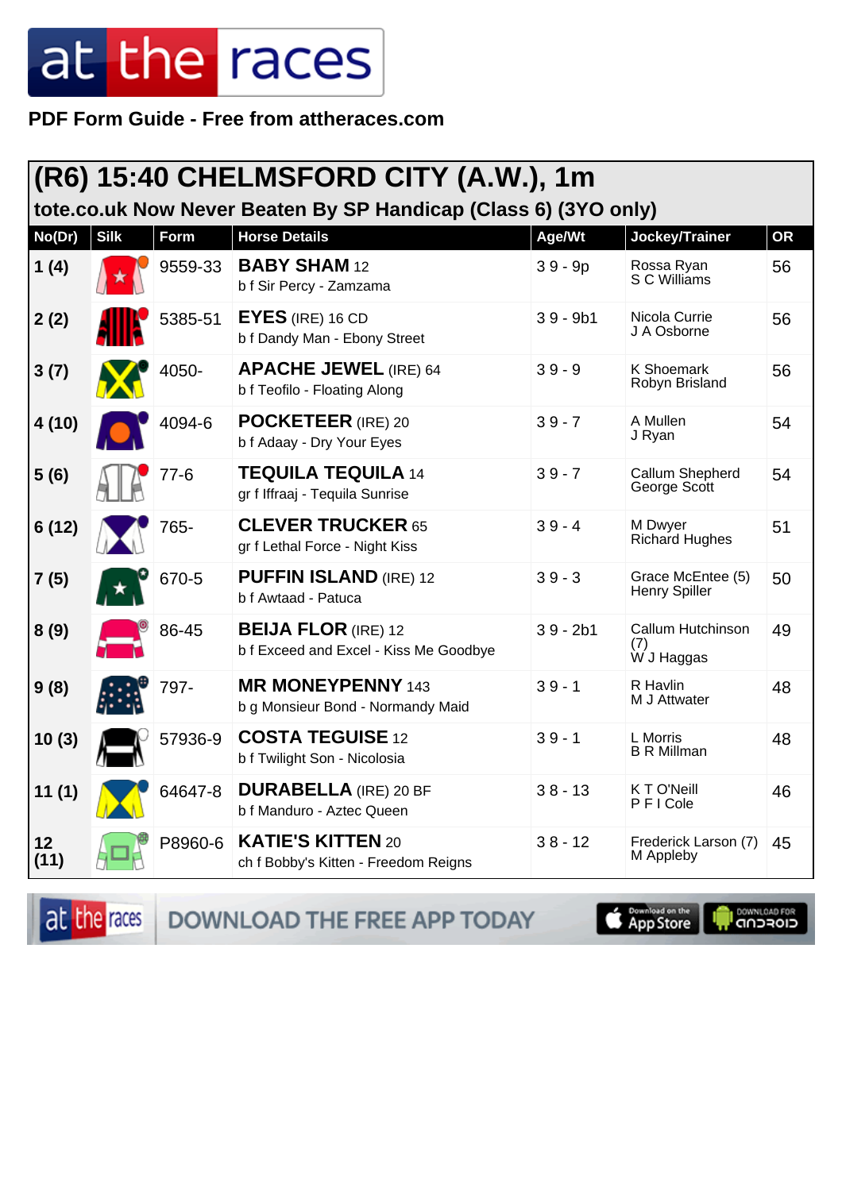PDF Form Guide - Free from attheraces.com

## (R6) 15:40 CHELMSFORD CITY (A.W.), 1m

### tote.co.uk Now Never Beaten By SP Handicap (Class 6) (3YO only)

| No(Dr) | Silk | Form | Horse Details | Age/Wt | Jockey/Trainer | OR |
|---|---|---|---|---|---|---|
| 1 (4) | | 9559-33 | **BABY SHAM** 12<br>b f Sir Percy - Zamzama | 3 9 - 9p | Rossa Ryan<br>S C Williams | 56 |
| 2 (2) | | 5385-51 | **EYES** (IRE) 16 CD<br>b f Dandy Man - Ebony Street | 3 9 - 9b1 | Nicola Currie<br>J A Osborne | 56 |
| 3 (7) | | 4050- | **APACHE JEWEL** (IRE) 64<br>b f Teofilo - Floating Along | 3 9 - 9 | K Shoemark<br>Robyn Brisland | 56 |
| 4 (10) | | 4094-6 | **POCKETEER** (IRE) 20<br>b f Adaay - Dry Your Eyes | 3 9 - 7 | A Mullen<br>J Ryan | 54 |
| 5 (6) | | 77-6 | **TEQUILA TEQUILA** 14<br>gr f Iffraaj - Tequila Sunrise | 3 9 - 7 | Callum Shepherd<br>George Scott | 54 |
| 6 (12) | | 765- | **CLEVER TRUCKER** 65<br>gr f Lethal Force - Night Kiss | 3 9 - 4 | M Dwyer<br>Richard Hughes | 51 |
| 7 (5) | | 670-5 | **PUFFIN ISLAND** (IRE) 12<br>b f Awtaad - Patuca | 3 9 - 3 | Grace McEntee (5)<br>Henry Spiller | 50 |
| 8 (9) | | 86-45 | **BEIJA FLOR** (IRE) 12<br>b f Exceed and Excel - Kiss Me Goodbye | 3 9 - 2b1 | Callum Hutchinson (7)<br>W J Haggas | 49 |
| 9 (8) | | 797- | **MR MONEYPENNY** 143<br>b g Monsieur Bond - Normandy Maid | 3 9 - 1 | R Havlin<br>M J Attwater | 48 |
| 10 (3) | | 57936-9 | **COSTA TEGUISE** 12<br>b f Twilight Son - Nicolosia | 3 9 - 1 | L Morris<br>B R Millman | 48 |
| 11 (1) | | 64647-8 | **DURABELLA** (IRE) 20 BF<br>b f Manduro - Aztec Queen | 3 8 - 13 | K T O'Neill<br>P F I Cole | 46 |
| 12 (11) | | P8960-6 | **KATIE'S KITTEN** 20<br>ch f Bobby's Kitten - Freedom Reigns | 3 8 - 12 | Frederick Larson (7)<br>M Appleby | 45 |

DOWNLOAD THE FREE APP TODAY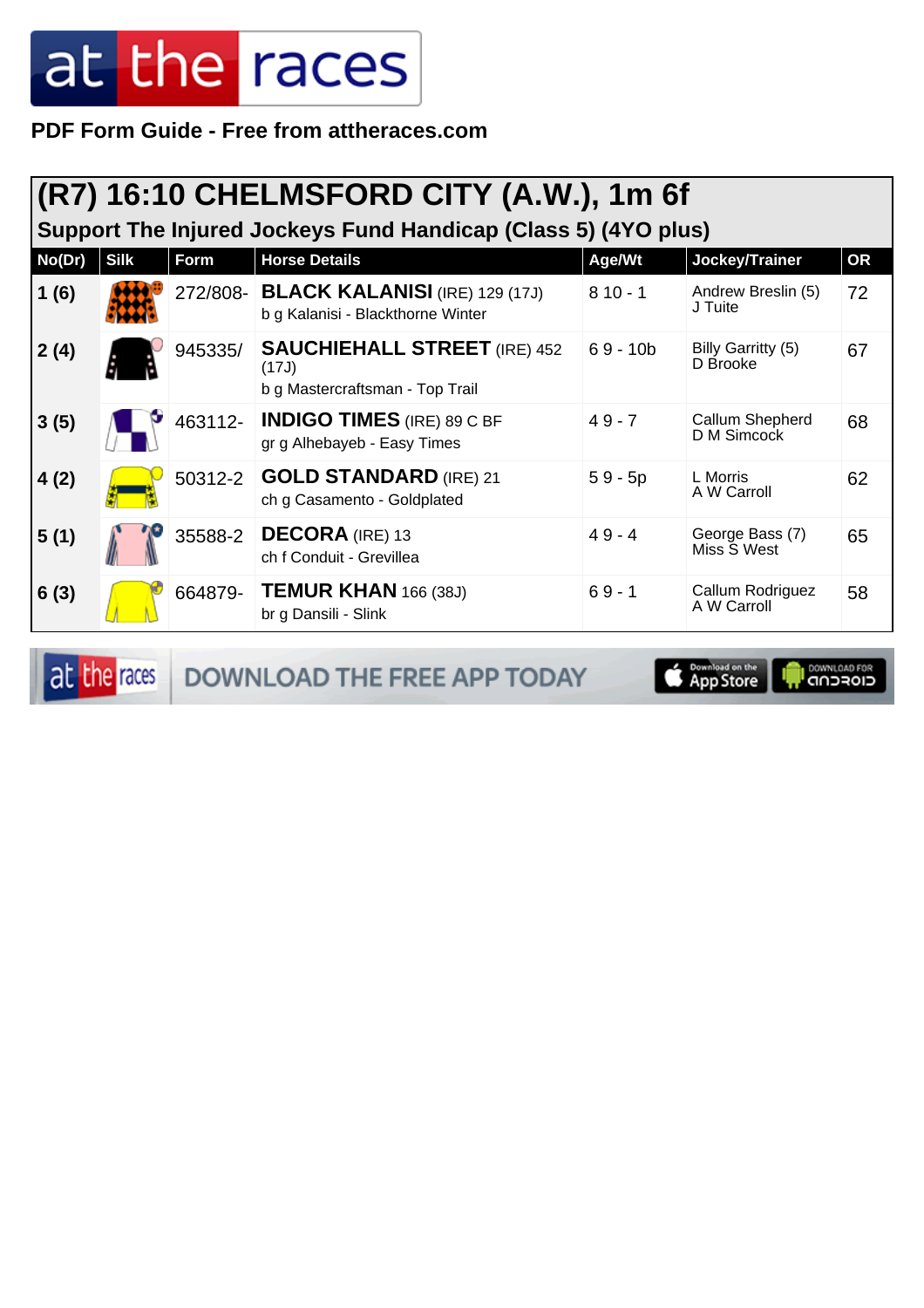PDF Form Guide - Free from attheraces.com

## (R7) 16:10 CHELMSFORD CITY (A.W.), 1m 6f

### Support The Injured Jockeys Fund Handicap (Class 5) (4YO plus)

| No(Dr) | Silk | Form | Horse Details | Age/Wt | Jockey/Trainer | OR |
|---|---|---|---|---|---|---|
| 1 (6) | | 272/808- | **BLACK KALANISI** (IRE) 129 (17J)<br>b g Kalanisi - Blackthorne Winter | 8 10 - 1 | Andrew Breslin (5)<br>J Tuite | 72 |
| 2 (4) | | 945335/ | **SAUCHIEHALL STREET** (IRE) 452 (17J)<br>b g Mastercraftsman - Top Trail | 6 9 - 10b | Billy Garritty (5)<br>D Brooke | 67 |
| 3 (5) | | 463112- | **INDIGO TIMES** (IRE) 89 C BF<br>gr g Alhebayeb - Easy Times | 4 9 - 7 | Callum Shepherd<br>D M Simcock | 68 |
| 4 (2) | | 50312-2 | **GOLD STANDARD** (IRE) 21<br>ch g Casamento - Goldplated | 5 9 - 5p | L Morris<br>A W Carroll | 62 |
| 5 (1) | | 35588-2 | **DECORA** (IRE) 13<br>ch f Conduit - Grevillea | 4 9 - 4 | George Bass (7)<br>Miss S West | 65 |
| 6 (3) | | 664879- | **TEMUR KHAN** 166 (38J)<br>br g Dansili - Slink | 6 9 - 1 | Callum Rodriguez<br>A W Carroll | 58 |

DOWNLOAD THE FREE APP TODAY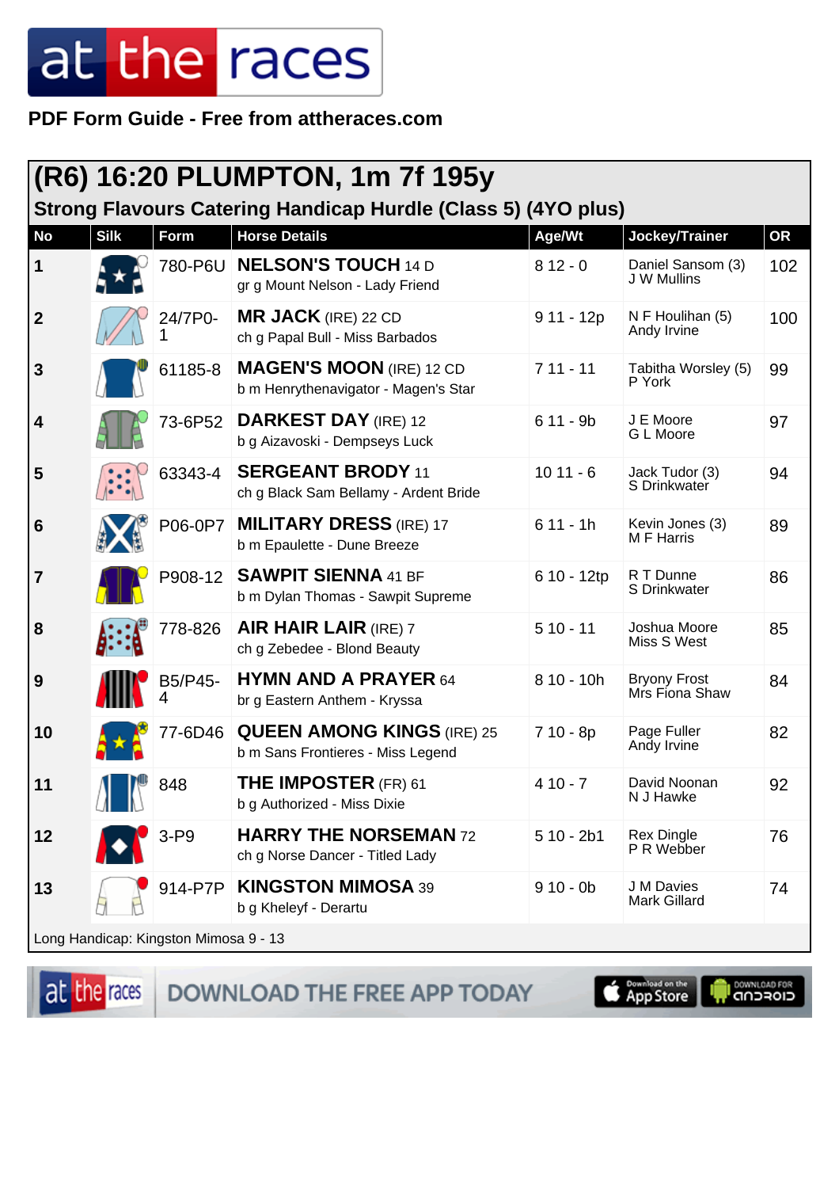# at the races

**PDF Form Guide - Free from attheraces.com**

## (R6) 16:20 PLUMPTON, 1m 7f 195y

### Strong Flavours Catering Handicap Hurdle (Class 5) (4YO plus)

| No | Silk | Form | Horse Details | Age/Wt | Jockey/Trainer | OR |
|---|---|---|---|---|---|---|
| 1 | | 780-P6U | **NELSON'S TOUCH** 14 D<br>gr g Mount Nelson - Lady Friend | 8 12 - 0 | Daniel Sansom (3)<br>J W Mullins | 102 |
| 2 | | 24/7P0-1 | **MR JACK** (IRE) 22 CD<br>ch g Papal Bull - Miss Barbados | 9 11 - 12p | N F Houlihan (5)<br>Andy Irvine | 100 |
| 3 | | 61185-8 | **MAGEN'S MOON** (IRE) 12 CD<br>b m Henrythenavigator - Magen's Star | 7 11 - 11 | Tabitha Worsley (5)<br>P York | 99 |
| 4 | | 73-6P52 | **DARKEST DAY** (IRE) 12<br>b g Aizavoski - Dempseys Luck | 6 11 - 9b | J E Moore<br>G L Moore | 97 |
| 5 | | 63343-4 | **SERGEANT BRODY** 11<br>ch g Black Sam Bellamy - Ardent Bride | 10 11 - 6 | Jack Tudor (3)<br>S Drinkwater | 94 |
| 6 | | P06-0P7 | **MILITARY DRESS** (IRE) 17<br>b m Epaulette - Dune Breeze | 6 11 - 1h | Kevin Jones (3)<br>M F Harris | 89 |
| 7 | | P908-12 | **SAWPIT SIENNA** 41 BF<br>b m Dylan Thomas - Sawpit Supreme | 6 10 - 12tp | R T Dunne<br>S Drinkwater | 86 |
| 8 | | 778-826 | **AIR HAIR LAIR** (IRE) 7<br>ch g Zebedee - Blond Beauty | 5 10 - 11 | Joshua Moore<br>Miss S West | 85 |
| 9 | | B5/P45-4 | **HYMN AND A PRAYER** 64<br>br g Eastern Anthem - Kryssa | 8 10 - 10h | Bryony Frost<br>Mrs Fiona Shaw | 84 |
| 10 | | 77-6D46 | **QUEEN AMONG KINGS** (IRE) 25<br>b m Sans Frontieres - Miss Legend | 7 10 - 8p | Page Fuller<br>Andy Irvine | 82 |
| 11 | | 848 | **THE IMPOSTER** (FR) 61<br>b g Authorized - Miss Dixie | 4 10 - 7 | David Noonan<br>N J Hawke | 92 |
| 12 | | 3-P9 | **HARRY THE NORSEMAN** 72<br>ch g Norse Dancer - Titled Lady | 5 10 - 2b1 | Rex Dingle<br>P R Webber | 76 |
| 13 | | 914-P7P | **KINGSTON MIMOSA** 39<br>b g Kheleyf - Derartu | 9 10 - 0b | J M Davies<br>Mark Gillard | 74 |

Long Handicap: Kingston Mimosa 9 - 13

DOWNLOAD THE FREE APP TODAY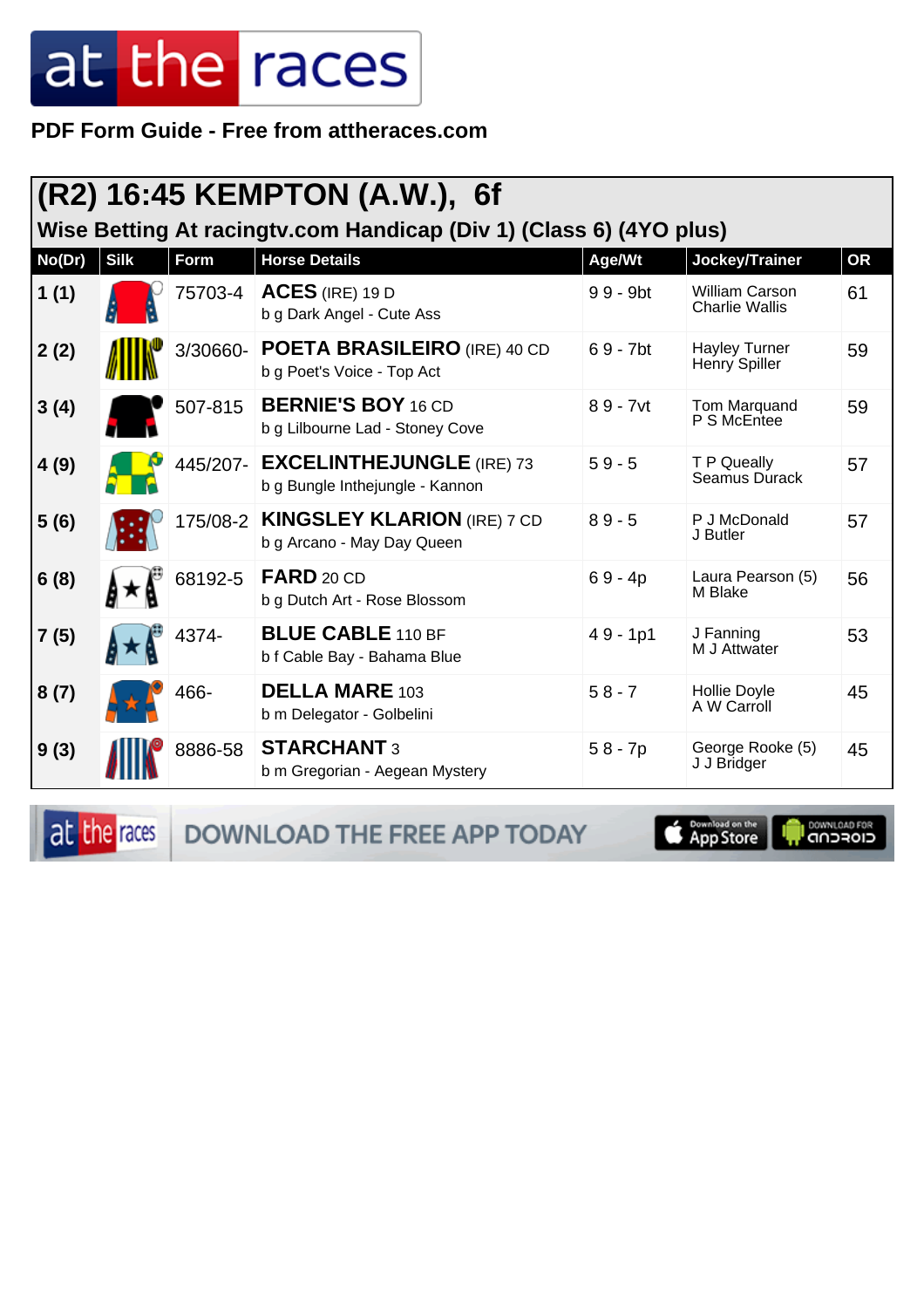PDF Form Guide - Free from attheraces.com

## (R2) 16:45 KEMPTON (A.W.), 6f

### Wise Betting At racingtv.com Handicap (Div 1) (Class 6) (4YO plus)

| No(Dr) | Silk | Form | Horse Details | Age/Wt | Jockey/Trainer | OR |
|---|---|---|---|---|---|---|
| 1 (1) | | 75703-4 | **ACES** (IRE) 19 D<br>b g Dark Angel - Cute Ass | 9 9 - 9bt | William Carson<br>Charlie Wallis | 61 |
| 2 (2) | | 3/30660- | **POETA BRASILEIRO** (IRE) 40 CD<br>b g Poet's Voice - Top Act | 6 9 - 7bt | Hayley Turner<br>Henry Spiller | 59 |
| 3 (4) | | 507-815 | **BERNIE'S BOY** 16 CD<br>b g Lilbourne Lad - Stoney Cove | 8 9 - 7vt | Tom Marquand<br>P S McEntee | 59 |
| 4 (9) | | 445/207- | **EXCELINTHEJUNGLE** (IRE) 73<br>b g Bungle Inthejungle - Kannon | 5 9 - 5 | T P Queally<br>Seamus Durack | 57 |
| 5 (6) | | 175/08-2 | **KINGSLEY KLARION** (IRE) 7 CD<br>b g Arcano - May Day Queen | 8 9 - 5 | P J McDonald<br>J Butler | 57 |
| 6 (8) | | 68192-5 | **FARD** 20 CD<br>b g Dutch Art - Rose Blossom | 6 9 - 4p | Laura Pearson (5)<br>M Blake | 56 |
| 7 (5) | | 4374- | **BLUE CABLE** 110 BF<br>b f Cable Bay - Bahama Blue | 4 9 - 1p1 | J Fanning<br>M J Attwater | 53 |
| 8 (7) | | 466- | **DELLA MARE** 103<br>b m Delegator - Golbelini | 5 8 - 7 | Hollie Doyle<br>A W Carroll | 45 |
| 9 (3) | | 8886-58 | **STARCHANT** 3<br>b m Gregorian - Aegean Mystery | 5 8 - 7p | George Rooke (5)<br>J J Bridger | 45 |

DOWNLOAD THE FREE APP TODAY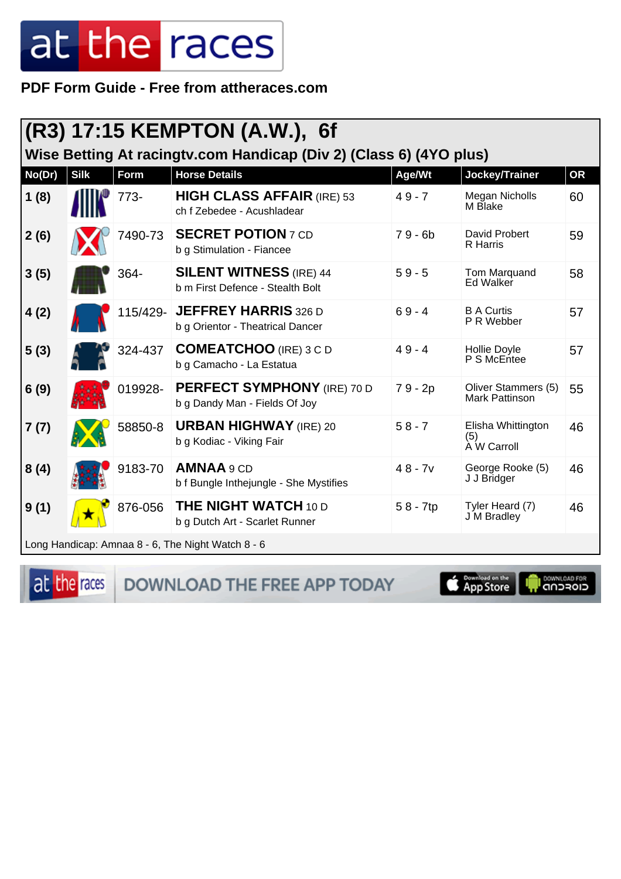at the races

**PDF Form Guide - Free from attheraces.com**

## (R3) 17:15 KEMPTON (A.W.), 6f

### Wise Betting At racingtv.com Handicap (Div 2) (Class 6) (4YO plus)

| No(Dr) | Silk | Form | Horse Details | Age/Wt | Jockey/Trainer | OR |
|---|---|---|---|---|---|---|
| 1 (8) | | 773- | **HIGH CLASS AFFAIR** (IRE) 53<br>ch f Zebedee - Acushladear | 4 9 - 7 | Megan Nicholls<br>M Blake | 60 |
| 2 (6) | | 7490-73 | **SECRET POTION** 7 CD<br>b g Stimulation - Fiancee | 7 9 - 6b | David Probert<br>R Harris | 59 |
| 3 (5) | | 364- | **SILENT WITNESS** (IRE) 44<br>b m First Defence - Stealth Bolt | 5 9 - 5 | Tom Marquand<br>Ed Walker | 58 |
| 4 (2) | | 115/429- | **JEFFREY HARRIS** 326 D<br>b g Orientor - Theatrical Dancer | 6 9 - 4 | B A Curtis<br>P R Webber | 57 |
| 5 (3) | | 324-437 | **COMEATCHOO** (IRE) 3 C D<br>b g Camacho - La Estatua | 4 9 - 4 | Hollie Doyle<br>P S McEntee | 57 |
| 6 (9) | | 019928- | **PERFECT SYMPHONY** (IRE) 70 D<br>b g Dandy Man - Fields Of Joy | 7 9 - 2p | Oliver Stammers (5)<br>Mark Pattinson | 55 |
| 7 (7) | | 58850-8 | **URBAN HIGHWAY** (IRE) 20<br>b g Kodiac - Viking Fair | 5 8 - 7 | Elisha Whittington (5)<br>A W Carroll | 46 |
| 8 (4) | | 9183-70 | **AMNAA** 9 CD<br>b f Bungle Inthejungle - She Mystifies | 4 8 - 7v | George Rooke (5)<br>J J Bridger | 46 |
| 9 (1) | | 876-056 | **THE NIGHT WATCH** 10 D<br>b g Dutch Art - Scarlet Runner | 5 8 - 7tp | Tyler Heard (7)<br>J M Bradley | 46 |

Long Handicap: Amnaa 8 - 6, The Night Watch 8 - 6

at the races DOWNLOAD THE FREE APP TODAY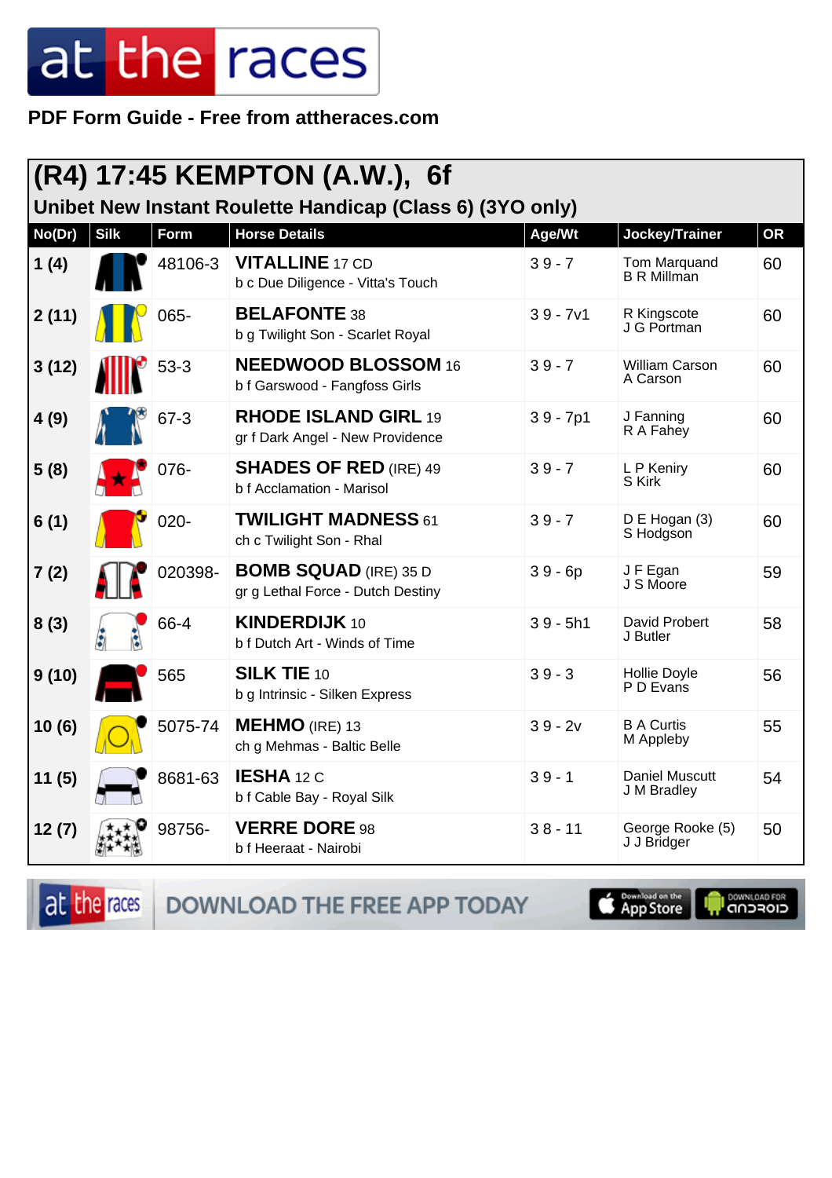PDF Form Guide - Free from attheraces.com

## (R4) 17:45 KEMPTON (A.W.), 6f

### Unibet New Instant Roulette Handicap (Class 6) (3YO only)

| No(Dr) | Silk | Form | Horse Details | Age/Wt | Jockey/Trainer | OR |
|---|---|---|---|---|---|---|
| 1 (4) | | 48106-3 | **VITALLINE** 17 CD<br>b c Due Diligence - Vitta's Touch | 3 9 - 7 | Tom Marquand<br>B R Millman | 60 |
| 2 (11) | | 065- | **BELAFONTE** 38<br>b g Twilight Son - Scarlet Royal | 3 9 - 7v1 | R Kingscote<br>J G Portman | 60 |
| 3 (12) | | 53-3 | **NEEDWOOD BLOSSOM** 16<br>b f Garswood - Fangfoss Girls | 3 9 - 7 | William Carson<br>A Carson | 60 |
| 4 (9) | | 67-3 | **RHODE ISLAND GIRL** 19<br>gr f Dark Angel - New Providence | 3 9 - 7p1 | J Fanning<br>R A Fahey | 60 |
| 5 (8) | | 076- | **SHADES OF RED** (IRE) 49<br>b f Acclamation - Marisol | 3 9 - 7 | L P Keniry<br>S Kirk | 60 |
| 6 (1) | | 020- | **TWILIGHT MADNESS** 61<br>ch c Twilight Son - Rhal | 3 9 - 7 | D E Hogan (3)<br>S Hodgson | 60 |
| 7 (2) | | 020398- | **BOMB SQUAD** (IRE) 35 D<br>gr g Lethal Force - Dutch Destiny | 3 9 - 6p | J F Egan<br>J S Moore | 59 |
| 8 (3) | | 66-4 | **KINDERDIJK** 10<br>b f Dutch Art - Winds of Time | 3 9 - 5h1 | David Probert<br>J Butler | 58 |
| 9 (10) | | 565 | **SILK TIE** 10<br>b g Intrinsic - Silken Express | 3 9 - 3 | Hollie Doyle<br>P D Evans | 56 |
| 10 (6) | | 5075-74 | **MEHMO** (IRE) 13<br>ch g Mehmas - Baltic Belle | 3 9 - 2v | B A Curtis<br>M Appleby | 55 |
| 11 (5) | | 8681-63 | **IESHA** 12 C<br>b f Cable Bay - Royal Silk | 3 9 - 1 | Daniel Muscutt<br>J M Bradley | 54 |
| 12 (7) | | 98756- | **VERRE DORE** 98<br>b f Heeraat - Nairobi | 3 8 - 11 | George Rooke (5)<br>J J Bridger | 50 |

DOWNLOAD THE FREE APP TODAY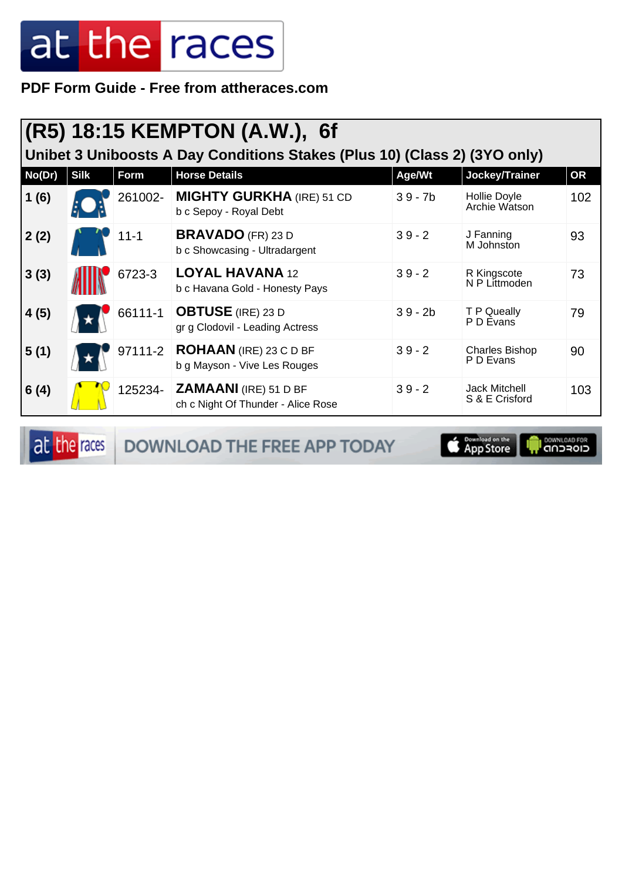PDF Form Guide - Free from attheraces.com

## (R5) 18:15 KEMPTON (A.W.), 6f

### Unibet 3 Uniboosts A Day Conditions Stakes (Plus 10) (Class 2) (3YO only)

| No(Dr) | Silk | Form | Horse Details | Age/Wt | Jockey/Trainer | OR |
|---|---|---|---|---|---|---|
| 1 (6) | | 261002- | **MIGHTY GURKHA** (IRE) 51 CD<br>b c Sepoy - Royal Debt | 3 9 - 7b | Hollie Doyle<br>Archie Watson | 102 |
| 2 (2) | | 11-1 | **BRAVADO** (FR) 23 D<br>b c Showcasing - Ultradargent | 3 9 - 2 | J Fanning<br>M Johnston | 93 |
| 3 (3) | | 6723-3 | **LOYAL HAVANA** 12<br>b c Havana Gold - Honesty Pays | 3 9 - 2 | R Kingscote<br>N P Littmoden | 73 |
| 4 (5) | | 66111-1 | **OBTUSE** (IRE) 23 D<br>gr g Clodovil - Leading Actress | 3 9 - 2b | T P Queally<br>P D Evans | 79 |
| 5 (1) | | 97111-2 | **ROHAAN** (IRE) 23 C D BF<br>b g Mayson - Vive Les Rouges | 3 9 - 2 | Charles Bishop<br>P D Evans | 90 |
| 6 (4) | | 125234- | **ZAMAANI** (IRE) 51 D BF<br>ch c Night Of Thunder - Alice Rose | 3 9 - 2 | Jack Mitchell<br>S & E Crisford | 103 |

DOWNLOAD THE FREE APP TODAY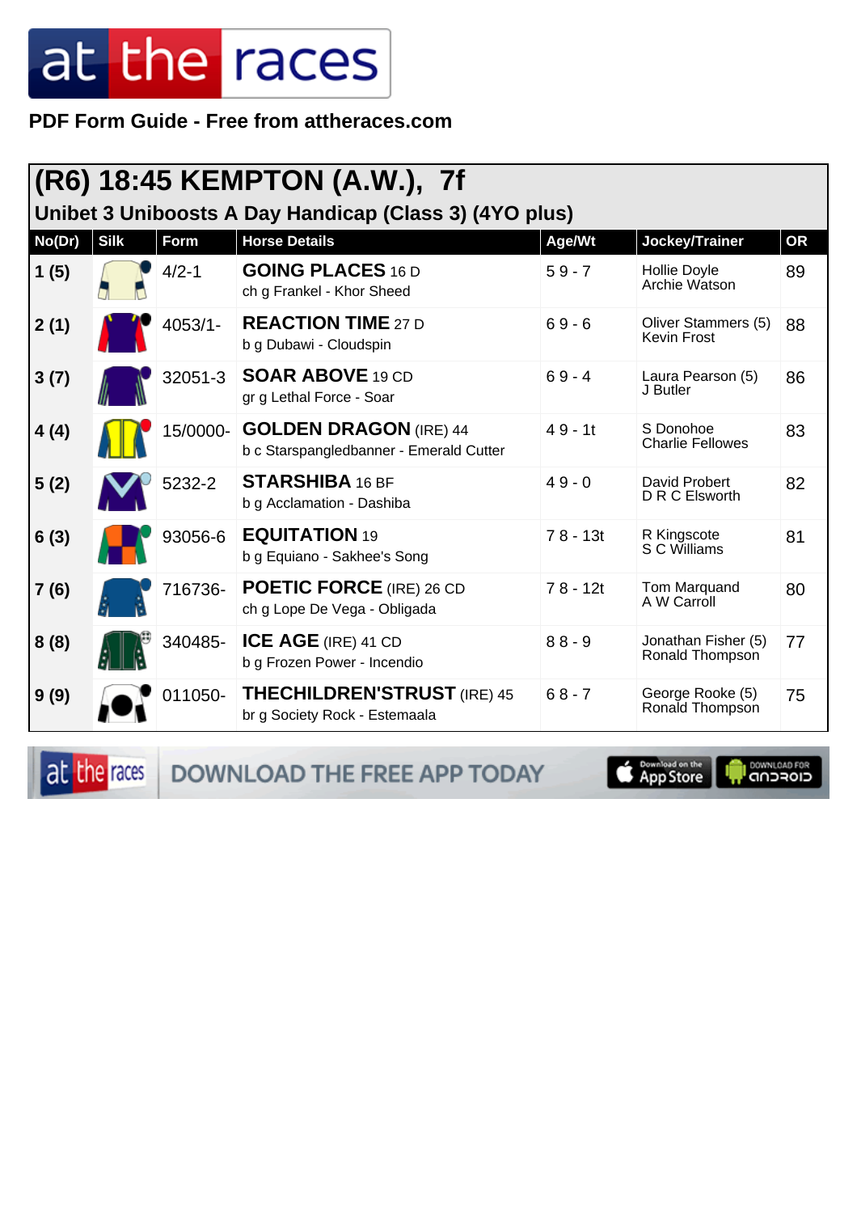PDF Form Guide - Free from attheraces.com

## (R6) 18:45 KEMPTON (A.W.), 7f

### Unibet 3 Uniboosts A Day Handicap (Class 3) (4YO plus)

| No(Dr) | Silk | Form | Horse Details | Age/Wt | Jockey/Trainer | OR |
|---|---|---|---|---|---|---|
| 1 (5) | | 4/2-1 | **GOING PLACES** 16 D<br>ch g Frankel - Khor Sheed | 5 9 - 7 | Hollie Doyle<br>Archie Watson | 89 |
| 2 (1) | | 4053/1- | **REACTION TIME** 27 D<br>b g Dubawi - Cloudspin | 6 9 - 6 | Oliver Stammers (5)<br>Kevin Frost | 88 |
| 3 (7) | | 32051-3 | **SOAR ABOVE** 19 CD<br>gr g Lethal Force - Soar | 6 9 - 4 | Laura Pearson (5)<br>J Butler | 86 |
| 4 (4) | | 15/0000- | **GOLDEN DRAGON** (IRE) 44<br>b c Starspangledbanner - Emerald Cutter | 4 9 - 1t | S Donohoe<br>Charlie Fellowes | 83 |
| 5 (2) | | 5232-2 | **STARSHIBA** 16 BF<br>b g Acclamation - Dashiba | 4 9 - 0 | David Probert<br>D R C Elsworth | 82 |
| 6 (3) | | 93056-6 | **EQUITATION** 19<br>b g Equiano - Sakhee's Song | 7 8 - 13t | R Kingscote<br>S C Williams | 81 |
| 7 (6) | | 716736- | **POETIC FORCE** (IRE) 26 CD<br>ch g Lope De Vega - Obligada | 7 8 - 12t | Tom Marquand<br>A W Carroll | 80 |
| 8 (8) | | 340485- | **ICE AGE** (IRE) 41 CD<br>b g Frozen Power - Incendio | 8 8 - 9 | Jonathan Fisher (5)<br>Ronald Thompson | 77 |
| 9 (9) | | 011050- | **THECHILDREN'STRUST** (IRE) 45<br>br g Society Rock - Estemaala | 6 8 - 7 | George Rooke (5)<br>Ronald Thompson | 75 |

DOWNLOAD THE FREE APP TODAY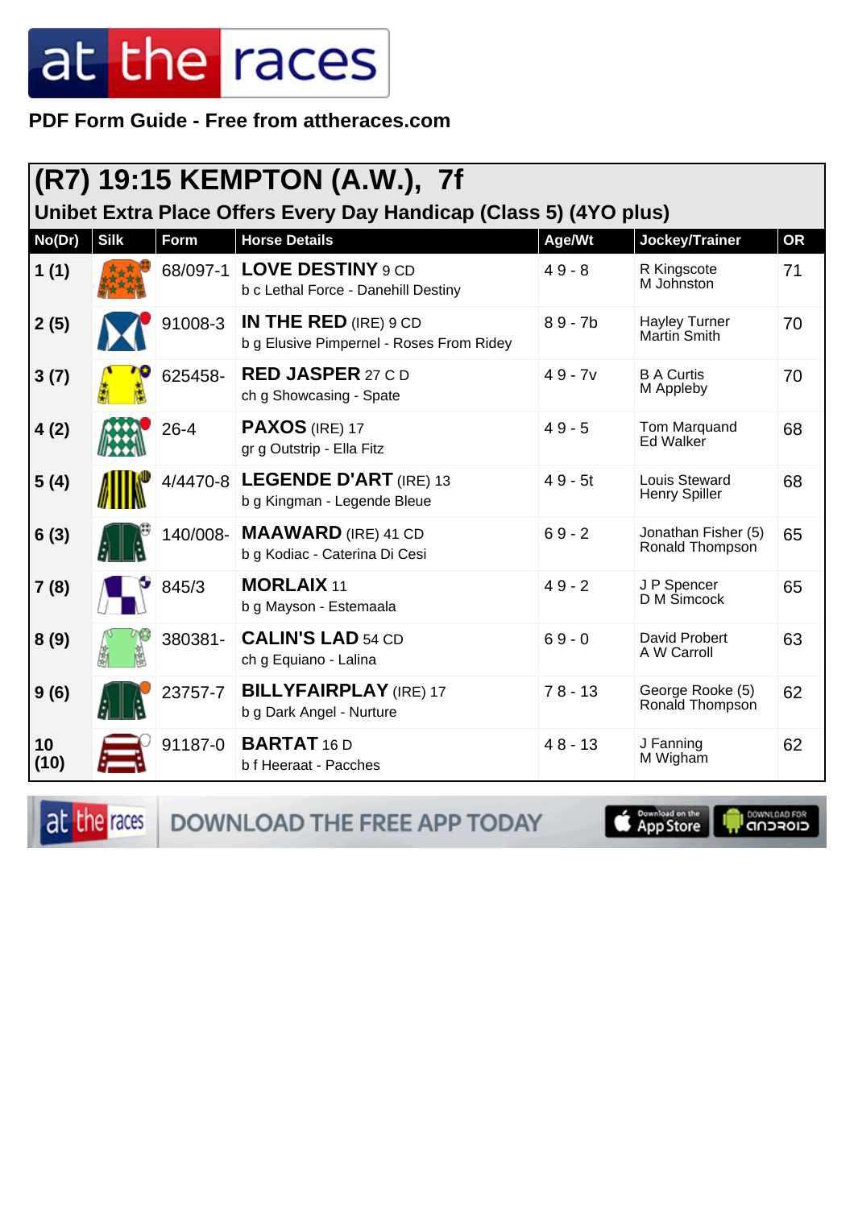PDF Form Guide - Free from attheraces.com

## (R7) 19:15 KEMPTON (A.W.), 7f

### Unibet Extra Place Offers Every Day Handicap (Class 5) (4YO plus)

| No(Dr) | Silk | Form | Horse Details | Age/Wt | Jockey/Trainer | OR |
|---|---|---|---|---|---|---|
| 1 (1) | | 68/097-1 | **LOVE DESTINY** 9 CD<br>b c Lethal Force - Danehill Destiny | 4 9 - 8 | R Kingscote<br>M Johnston | 71 |
| 2 (5) | | 91008-3 | **IN THE RED** (IRE) 9 CD<br>b g Elusive Pimpernel - Roses From Ridey | 8 9 - 7b | Hayley Turner<br>Martin Smith | 70 |
| 3 (7) | | 625458- | **RED JASPER** 27 C D<br>ch g Showcasing - Spate | 4 9 - 7v | B A Curtis<br>M Appleby | 70 |
| 4 (2) | | 26-4 | **PAXOS** (IRE) 17<br>gr g Outstrip - Ella Fitz | 4 9 - 5 | Tom Marquand<br>Ed Walker | 68 |
| 5 (4) | | 4/4470-8 | **LEGENDE D'ART** (IRE) 13<br>b g Kingman - Legende Bleue | 4 9 - 5t | Louis Steward<br>Henry Spiller | 68 |
| 6 (3) | | 140/008- | **MAAWARD** (IRE) 41 CD<br>b g Kodiac - Caterina Di Cesi | 6 9 - 2 | Jonathan Fisher (5)<br>Ronald Thompson | 65 |
| 7 (8) | | 845/3 | **MORLAIX** 11<br>b g Mayson - Estemaala | 4 9 - 2 | J P Spencer<br>D M Simcock | 65 |
| 8 (9) | | 380381- | **CALIN'S LAD** 54 CD<br>ch g Equiano - Lalina | 6 9 - 0 | David Probert<br>A W Carroll | 63 |
| 9 (6) | | 23757-7 | **BILLYFAIRPLAY** (IRE) 17<br>b g Dark Angel - Nurture | 7 8 - 13 | George Rooke (5)<br>Ronald Thompson | 62 |
| 10 (10) | | 91187-0 | **BARTAT** 16 D<br>b f Heeraat - Pacches | 4 8 - 13 | J Fanning<br>M Wigham | 62 |

DOWNLOAD THE FREE APP TODAY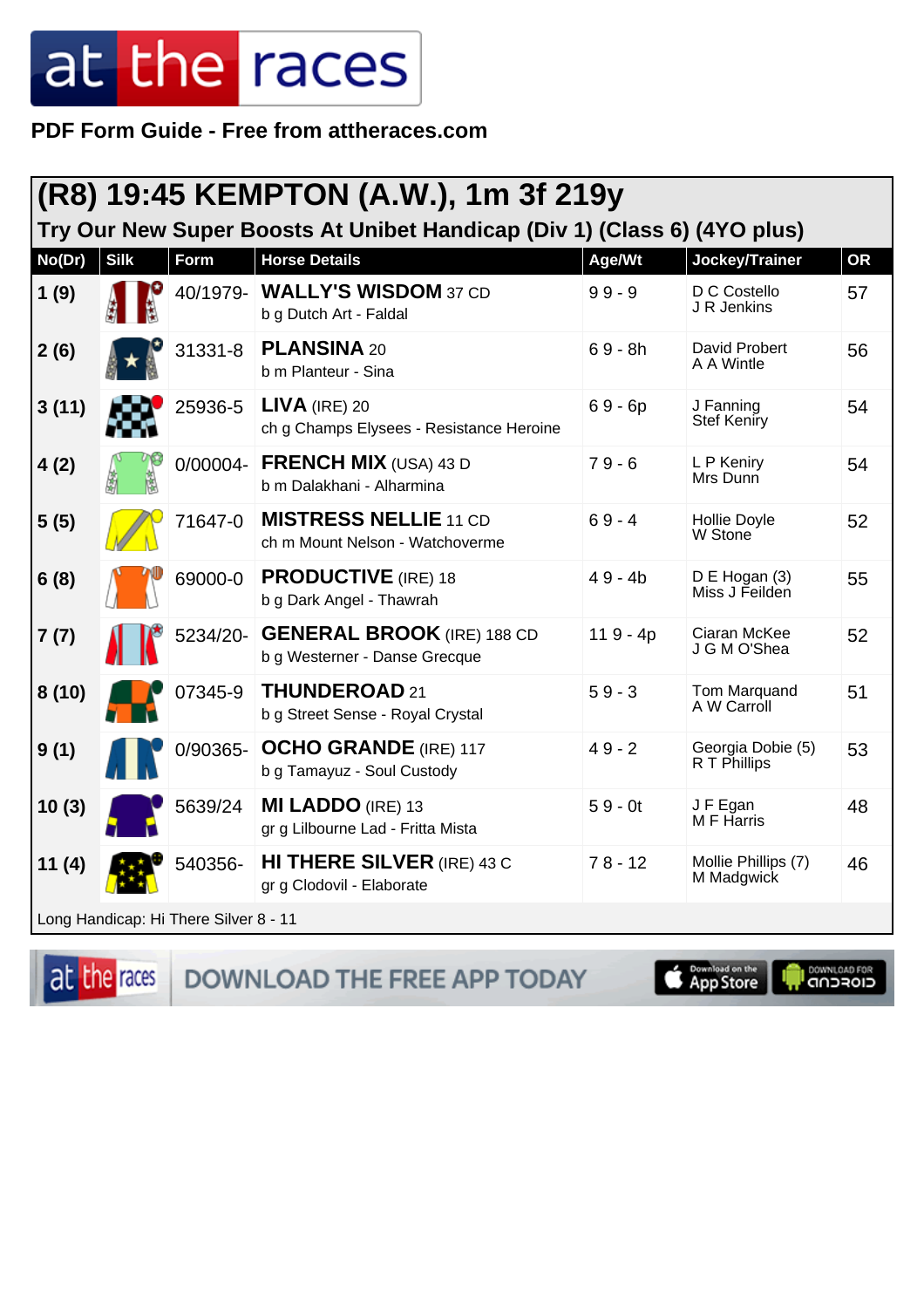**PDF Form Guide - Free from attheraces.com**

# (R8) 19:45 KEMPTON (A.W.), 1m 3f 219y

## Try Our New Super Boosts At Unibet Handicap (Div 1) (Class 6) (4YO plus)

| No(Dr) | Silk | Form | Horse Details | Age/Wt | Jockey/Trainer | OR |
|---|---|---|---|---|---|---|
| 1 (9) | | 40/1979- | **WALLY'S WISDOM** 37 CD<br>b g Dutch Art - Faldal | 9 9 - 9 | D C Costello<br>J R Jenkins | 57 |
| 2 (6) | | 31331-8 | **PLANSINA** 20<br>b m Planteur - Sina | 6 9 - 8h | David Probert<br>A A Wintle | 56 |
| 3 (11) | | 25936-5 | **LIVA** (IRE) 20<br>ch g Champs Elysees - Resistance Heroine | 6 9 - 6p | J Fanning<br>Stef Keniry | 54 |
| 4 (2) | | 0/00004- | **FRENCH MIX** (USA) 43 D<br>b m Dalakhani - Alharmina | 7 9 - 6 | L P Keniry<br>Mrs Dunn | 54 |
| 5 (5) | | 71647-0 | **MISTRESS NELLIE** 11 CD<br>ch m Mount Nelson - Watchoverme | 6 9 - 4 | Hollie Doyle<br>W Stone | 52 |
| 6 (8) | | 69000-0 | **PRODUCTIVE** (IRE) 18<br>b g Dark Angel - Thawrah | 4 9 - 4b | D E Hogan (3)<br>Miss J Feilden | 55 |
| 7 (7) | | 5234/20- | **GENERAL BROOK** (IRE) 188 CD<br>b g Westerner - Danse Grecque | 11 9 - 4p | Ciaran McKee<br>J G M O'Shea | 52 |
| 8 (10) | | 07345-9 | **THUNDEROAD** 21<br>b g Street Sense - Royal Crystal | 5 9 - 3 | Tom Marquand<br>A W Carroll | 51 |
| 9 (1) | | 0/90365- | **OCHO GRANDE** (IRE) 117<br>b g Tamayuz - Soul Custody | 4 9 - 2 | Georgia Dobie (5)<br>R T Phillips | 53 |
| 10 (3) | | 5639/24 | **MI LADDO** (IRE) 13<br>gr g Lilbourne Lad - Fritta Mista | 5 9 - 0t | J F Egan<br>M F Harris | 48 |
| 11 (4) | | 540356- | **HI THERE SILVER** (IRE) 43 C<br>gr g Clodovil - Elaborate | 7 8 - 12 | Mollie Phillips (7)<br>M Madgwick | 46 |

Long Handicap: Hi There Silver 8 - 11

DOWNLOAD THE FREE APP TODAY